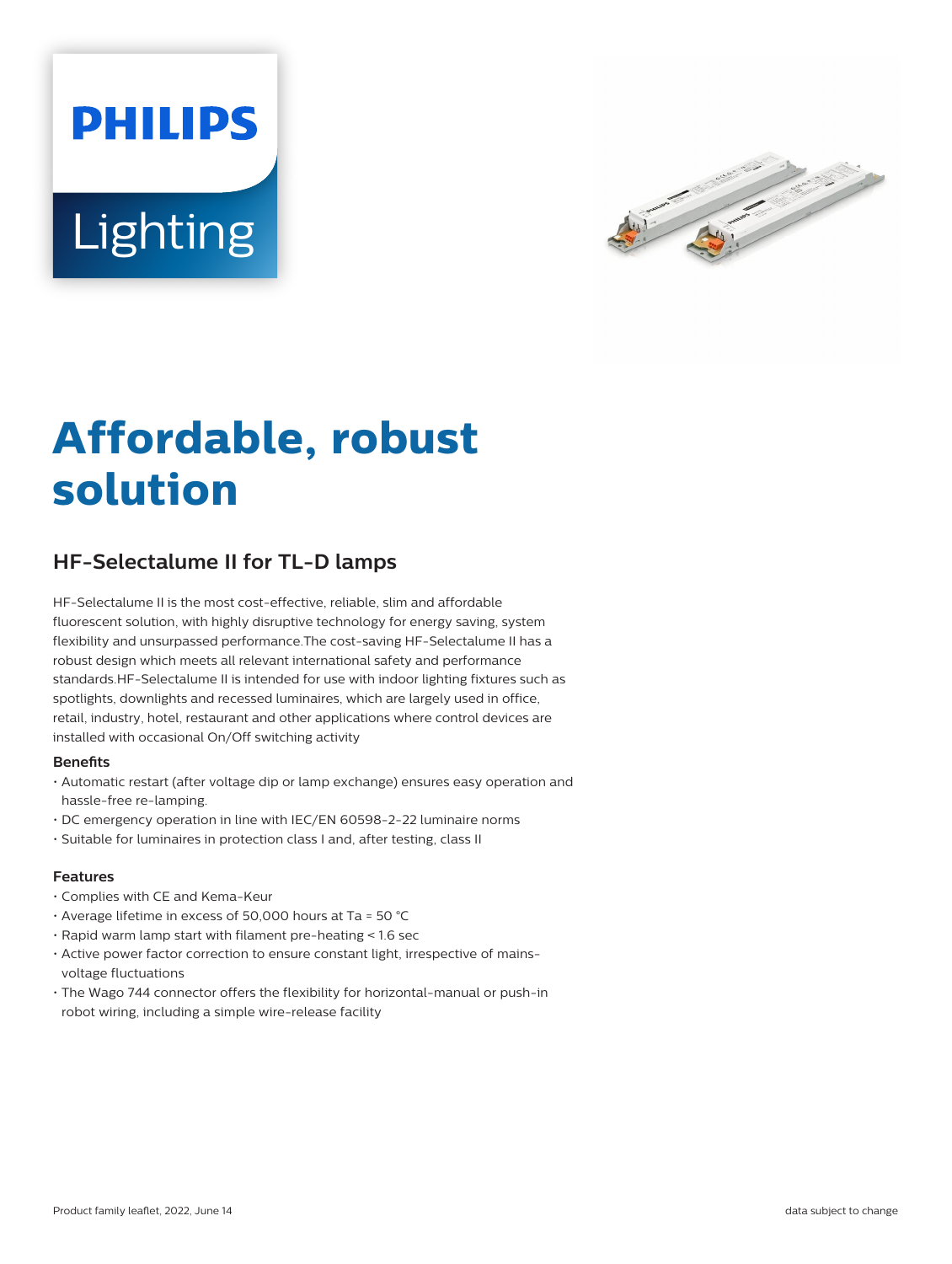PHILIPS

Lighting

# Affordable, robust solution

## HF-Selectalume II for TL-D lamps

HF-Selectalume II is the most cost-effective, reliable, slim and affordable fluorescent solution, with highly disruptive technology for energy saving, system flexibility and unsurpassed performance.The cost-saving HF-Selectalume II has a robust design which meets all relevant international safety and performance standards.HF-Selectalume II is intended for use with indoor lighting fixtures such as spotlights, downlights and recessed luminaires, which are largely used in office, retail, industry, hotel, restaurant and other applications where control devices are installed with occasional On/Off switching activity

### Benefits

- Automatic restart (after voltage dip or lamp exchange) ensures easy operation and hassle-free re-lamping.
- DC emergency operation in line with IEC/EN 60598-2-22 luminaire norms
- Suitable for luminaires in protection class I and, after testing, class II

### Features

- Complies with CE and Kema-Keur
- Average lifetime in excess of 50,000 hours at Ta = 50 °C
- Rapid warm lamp start with filament pre-heating < 1.6 sec
- Active power factor correction to ensure constant light, irrespective of mains-voltage fluctuations
- The Wago 744 connector offers the flexibility for horizontal-manual or push-in robot wiring, including a simple wire-release facility

Product family leaflet, 2022, June 14 data subject to change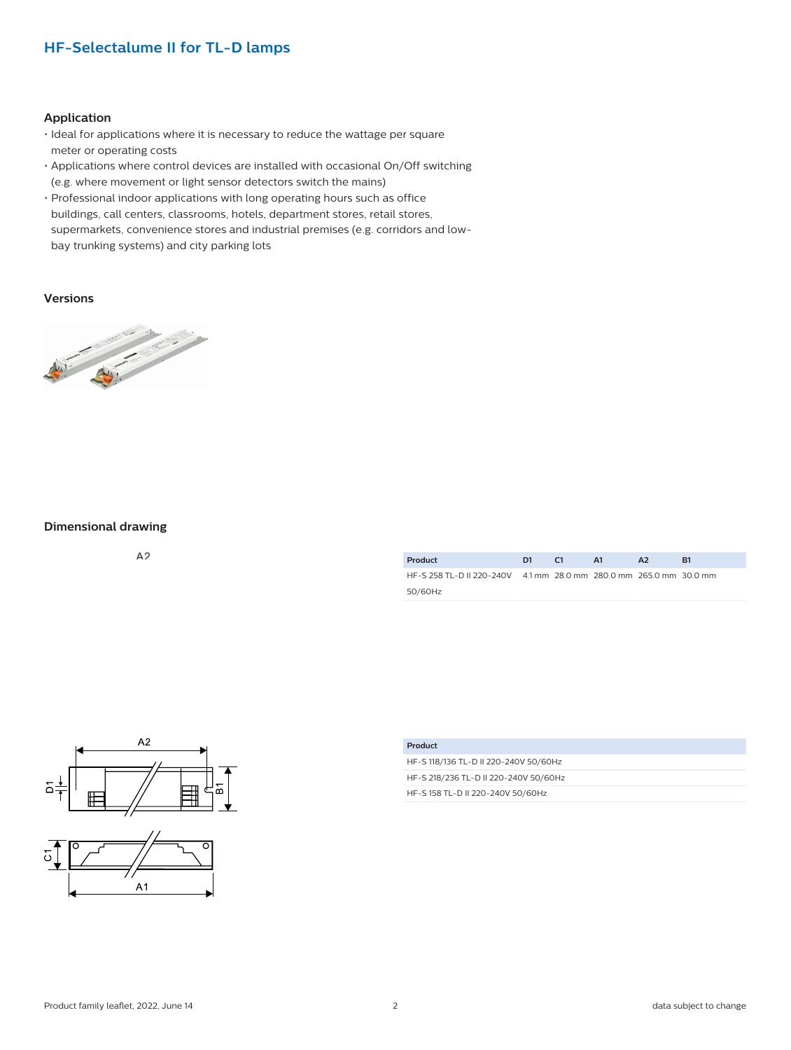# HF-Selectalume II for TL-D lamps

## Application

- Ideal for applications where it is necessary to reduce the wattage per square meter or operating costs
- Applications where control devices are installed with occasional On/Off switching (e.g. where movement or light sensor detectors switch the mains)
- Professional indoor applications with long operating hours such as office buildings, call centers, classrooms, hotels, department stores, retail stores, supermarkets, convenience stores and industrial premises (e.g. corridors and low-bay trunking systems) and city parking lots

## Versions

## Dimensional drawing

| Product | D1 | C1 | A1 | A2 | B1 |
|---|---|---|---|---|---|
| HF-S 258 TL-D II 220-240V 50/60Hz | 4.1 mm | 28.0 mm | 280.0 mm | 265.0 mm | 30.0 mm |

| Product |
|---|
| HF-S 118/136 TL-D II 220-240V 50/60Hz |
| HF-S 218/236 TL-D II 220-240V 50/60Hz |
| HF-S 158 TL-D II 220-240V 50/60Hz |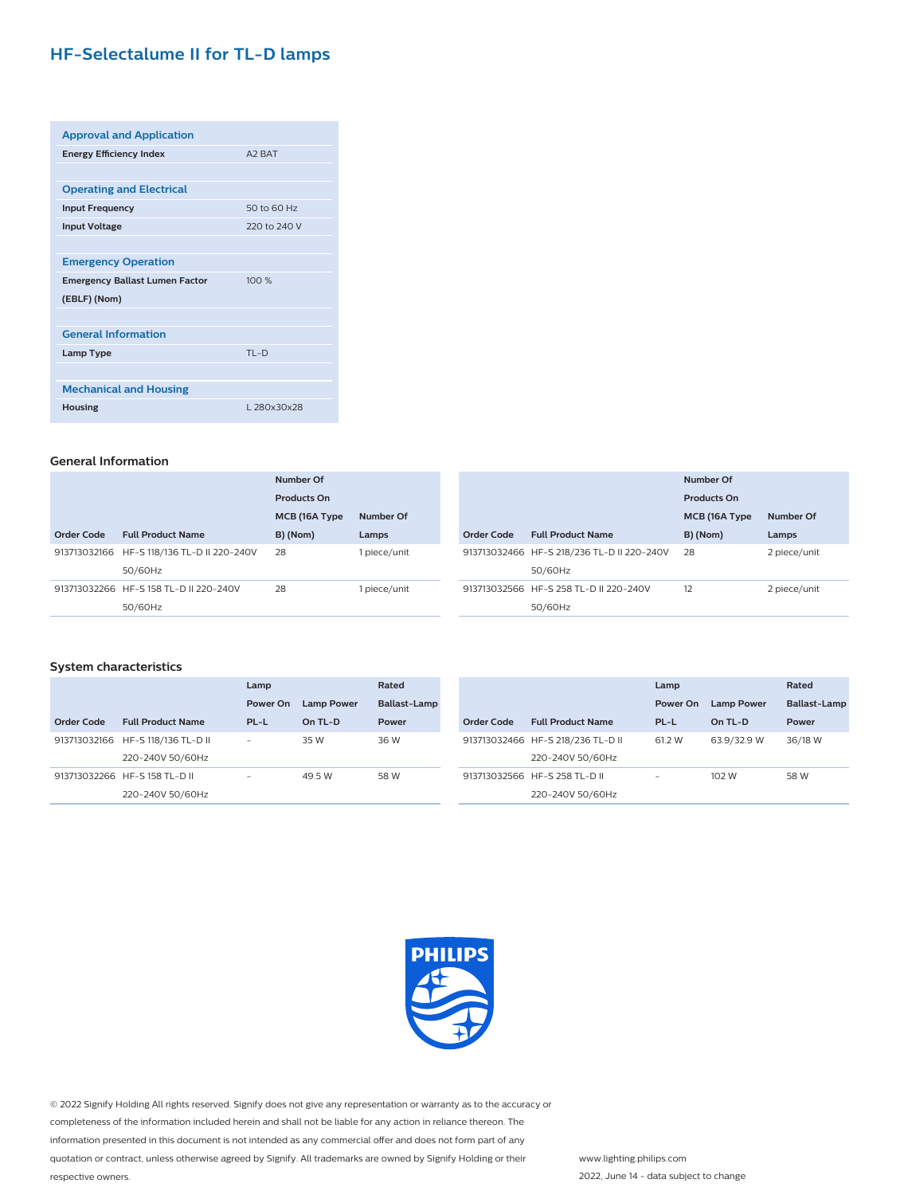# HF-Selectalume II for TL-D lamps

| | |
|---|---|
| **Approval and Application** | |
| **Energy Efficiency Index** | A2 BAT |
| **Operating and Electrical** | |
| **Input Frequency** | 50 to 60 Hz |
| **Input Voltage** | 220 to 240 V |
| **Emergency Operation** | |
| **Emergency Ballast Lumen Factor (EBLF) (Nom)** | 100 % |
| **General Information** | |
| **Lamp Type** | TL-D |
| **Mechanical and Housing** | |
| **Housing** | L 280x30x28 |

### General Information

| Order Code | Full Product Name | Number Of Products On MCB (16A Type B) (Nom) | Number Of Lamps |
|---|---|---|---|
| 913713032166 | HF-S 118/136 TL-D II 220-240V 50/60Hz | 28 | 1 piece/unit |
| 913713032266 | HF-S 158 TL-D II 220-240V 50/60Hz | 28 | 1 piece/unit |
| 913713032466 | HF-S 218/236 TL-D II 220-240V 50/60Hz | 28 | 2 piece/unit |
| 913713032566 | HF-S 258 TL-D II 220-240V 50/60Hz | 12 | 2 piece/unit |

### System characteristics

| Order Code | Full Product Name | Lamp Power On PL-L | Lamp Power On TL-D | Rated Ballast-Lamp Power |
|---|---|---|---|---|
| 913713032166 | HF-S 118/136 TL-D II 220-240V 50/60Hz | - | 35 W | 36 W |
| 913713032266 | HF-S 158 TL-D II 220-240V 50/60Hz | - | 49.5 W | 58 W |
| 913713032466 | HF-S 218/236 TL-D II 220-240V 50/60Hz | 61.2 W | 63.9/32.9 W | 36/18 W |
| 913713032566 | HF-S 258 TL-D II 220-240V 50/60Hz | - | 102 W | 58 W |

© 2022 Signify Holding All rights reserved. Signify does not give any representation or warranty as to the accuracy or completeness of the information included herein and shall not be liable for any action in reliance thereon. The information presented in this document is not intended as any commercial offer and does not form part of any quotation or contract, unless otherwise agreed by Signify. All trademarks are owned by Signify Holding or their respective owners.

www.lighting.philips.com

2022, June 14 - data subject to change